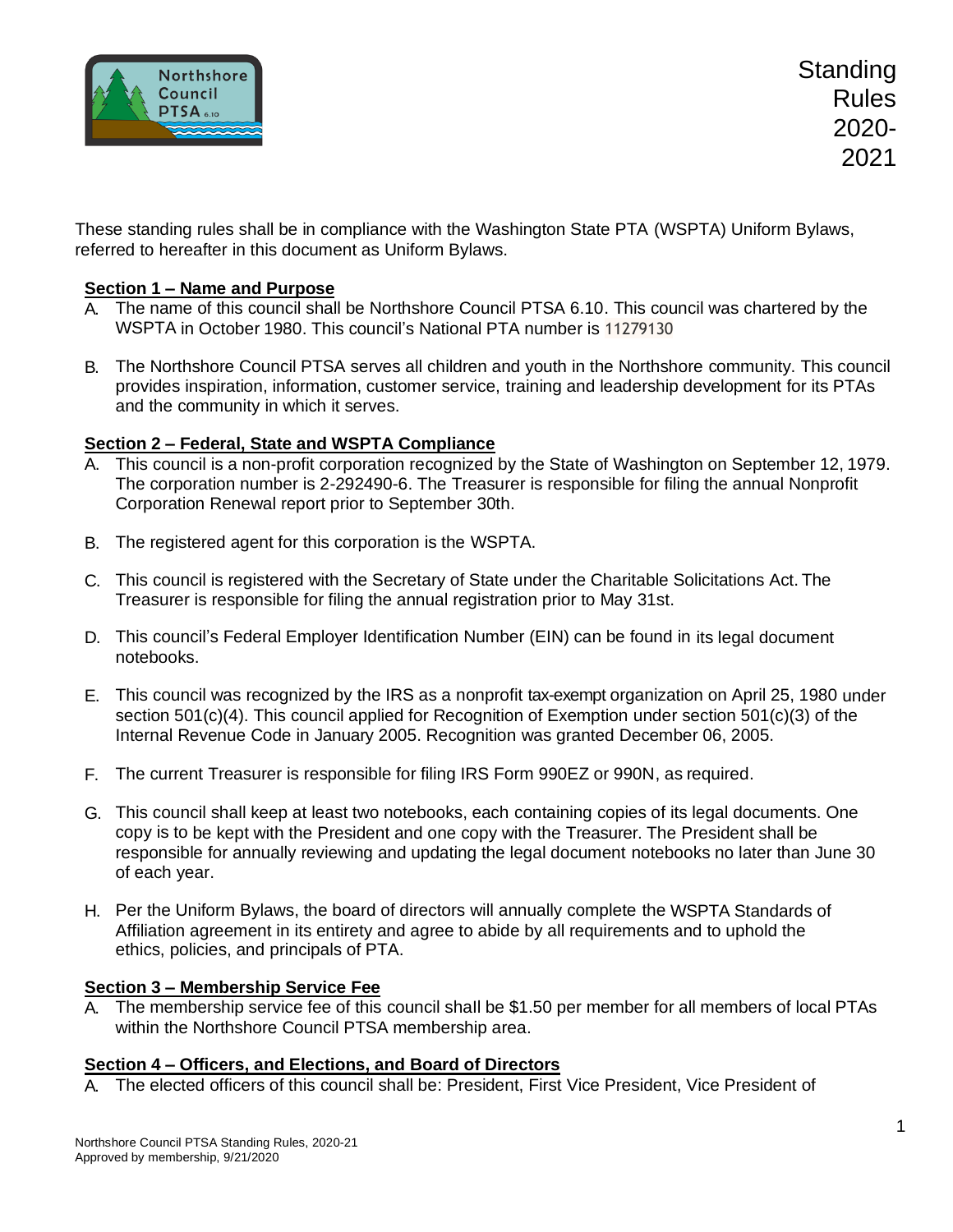# Standing Rules 2020-2021

These standing rules shall be in compliance with the Washington State PTA (WSPTA) Uniform Bylaws, referred to hereafter in this document as Uniform Bylaws.

## Section 1 – Name and Purpose

A. The name of this council shall be Northshore Council PTSA 6.10. This council was chartered by the WSPTA in October 1980. This council's National PTA number is 11279130

B. The Northshore Council PTSA serves all children and youth in the Northshore community. This council provides inspiration, information, customer service, training and leadership development for its PTAs and the community in which it serves.

## Section 2 – Federal, State and WSPTA Compliance

A. This council is a non-profit corporation recognized by the State of Washington on September 12, 1979. The corporation number is 2-292490-6. The Treasurer is responsible for filing the annual Nonprofit Corporation Renewal report prior to September 30th.

B. The registered agent for this corporation is the WSPTA.

C. This council is registered with the Secretary of State under the Charitable Solicitations Act. The Treasurer is responsible for filing the annual registration prior to May 31st.

D. This council's Federal Employer Identification Number (EIN) can be found in its legal document notebooks.

E. This council was recognized by the IRS as a nonprofit tax-exempt organization on April 25, 1980 under section 501(c)(4). This council applied for Recognition of Exemption under section 501(c)(3) of the Internal Revenue Code in January 2005. Recognition was granted December 06, 2005.

F. The current Treasurer is responsible for filing IRS Form 990EZ or 990N, as required.

G. This council shall keep at least two notebooks, each containing copies of its legal documents. One copy is to be kept with the President and one copy with the Treasurer. The President shall be responsible for annually reviewing and updating the legal document notebooks no later than June 30 of each year.

H. Per the Uniform Bylaws, the board of directors will annually complete the WSPTA Standards of Affiliation agreement in its entirety and agree to abide by all requirements and to uphold the ethics, policies, and principals of PTA.

## Section 3 – Membership Service Fee

A. The membership service fee of this council shall be $1.50 per member for all members of local PTAs within the Northshore Council PTSA membership area.

## Section 4 – Officers, and Elections, and Board of Directors

A. The elected officers of this council shall be: President, First Vice President, Vice President of

Northshore Council PTSA Standing Rules, 2020-21
Approved by membership, 9/21/2020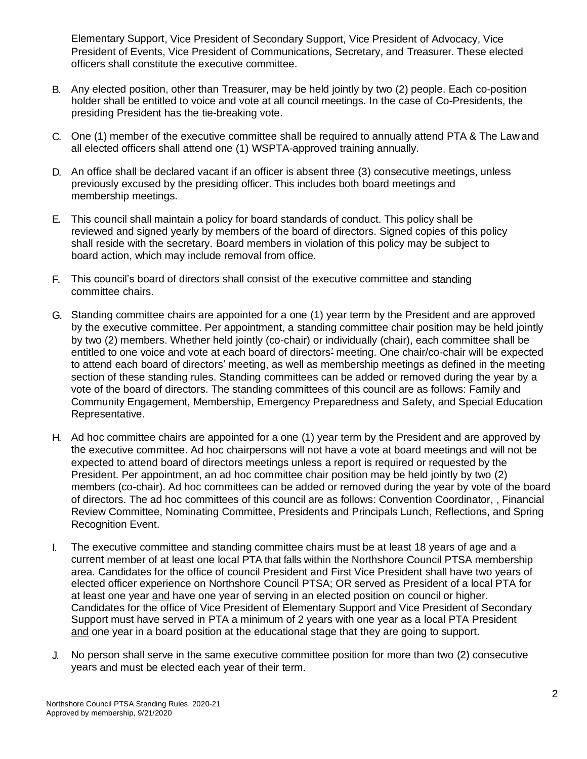Elementary Support, Vice President of Secondary Support, Vice President of Advocacy, Vice President of Events, Vice President of Communications, Secretary, and Treasurer. These elected officers shall constitute the executive committee.

B. Any elected position, other than Treasurer, may be held jointly by two (2) people. Each co-position holder shall be entitled to voice and vote at all council meetings. In the case of Co-Presidents, the presiding President has the tie-breaking vote.

C. One (1) member of the executive committee shall be required to annually attend PTA & The Law and all elected officers shall attend one (1) WSPTA-approved training annually.

D. An office shall be declared vacant if an officer is absent three (3) consecutive meetings, unless previously excused by the presiding officer. This includes both board meetings and membership meetings.

E. This council shall maintain a policy for board standards of conduct. This policy shall be reviewed and signed yearly by members of the board of directors. Signed copies of this policy shall reside with the secretary. Board members in violation of this policy may be subject to board action, which may include removal from office.

F. This council's board of directors shall consist of the executive committee and standing committee chairs.

G. Standing committee chairs are appointed for a one (1) year term by the President and are approved by the executive committee. Per appointment, a standing committee chair position may be held jointly by two (2) members. Whether held jointly (co-chair) or individually (chair), each committee shall be entitled to one voice and vote at each board of directors' meeting. One chair/co-chair will be expected to attend each board of directors' meeting, as well as membership meetings as defined in the meeting section of these standing rules. Standing committees can be added or removed during the year by a vote of the board of directors. The standing committees of this council are as follows: Family and Community Engagement, Membership, Emergency Preparedness and Safety, and Special Education Representative.

H. Ad hoc committee chairs are appointed for a one (1) year term by the President and are approved by the executive committee. Ad hoc chairpersons will not have a vote at board meetings and will not be expected to attend board of directors meetings unless a report is required or requested by the President. Per appointment, an ad hoc committee chair position may be held jointly by two (2) members (co-chair). Ad hoc committees can be added or removed during the year by vote of the board of directors. The ad hoc committees of this council are as follows: Convention Coordinator, , Financial Review Committee, Nominating Committee, Presidents and Principals Lunch, Reflections, and Spring Recognition Event.

I. The executive committee and standing committee chairs must be at least 18 years of age and a current member of at least one local PTA that falls within the Northshore Council PTSA membership area. Candidates for the office of council President and First Vice President shall have two years of elected officer experience on Northshore Council PTSA; OR served as President of a local PTA for at least one year <u>and</u> have one year of serving in an elected position on council or higher. Candidates for the office of Vice President of Elementary Support and Vice President of Secondary Support must have served in PTA a minimum of 2 years with one year as a local PTA President <u>and</u> one year in a board position at the educational stage that they are going to support.

J. No person shall serve in the same executive committee position for more than two (2) consecutive years and must be elected each year of their term.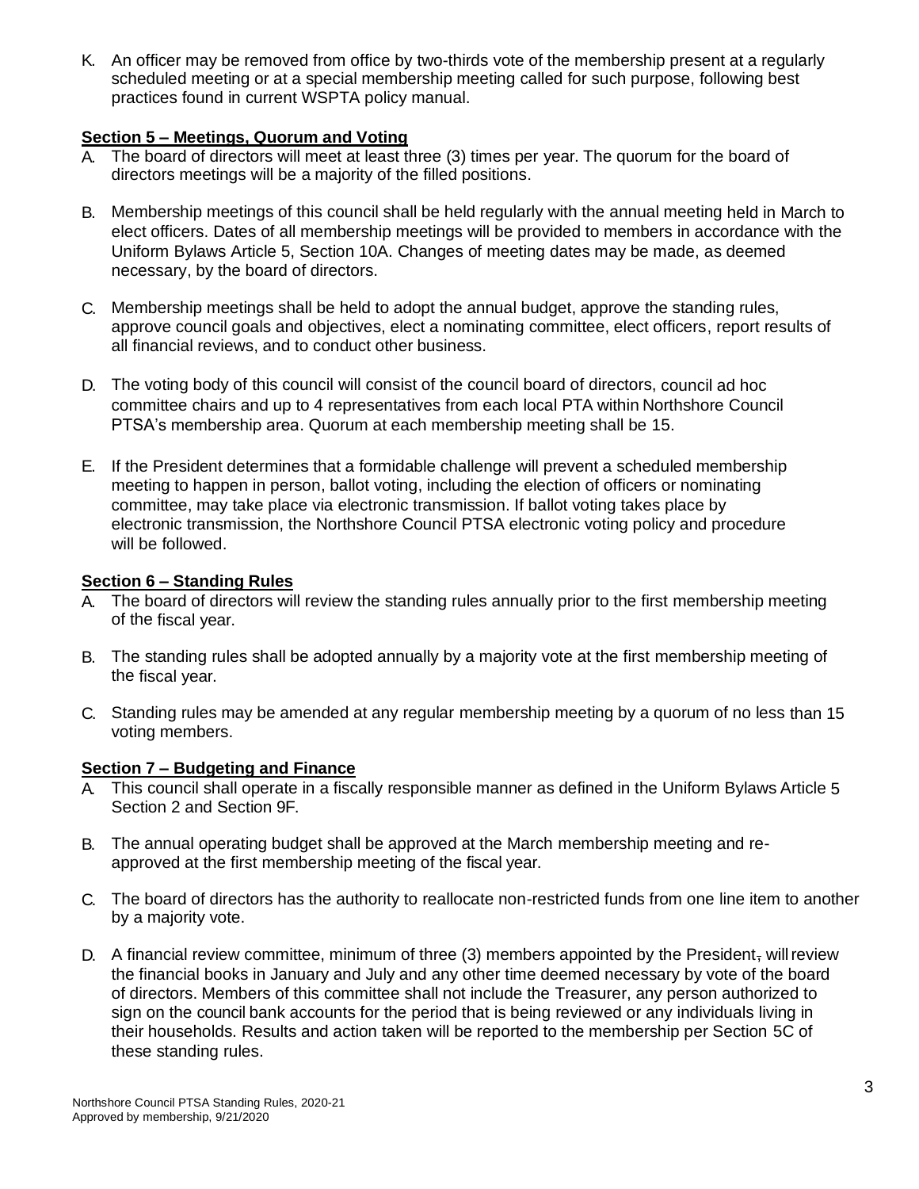K. An officer may be removed from office by two-thirds vote of the membership present at a regularly scheduled meeting or at a special membership meeting called for such purpose, following best practices found in current WSPTA policy manual.

**Section 5 – Meetings, Quorum and Voting**

A. The board of directors will meet at least three (3) times per year. The quorum for the board of directors meetings will be a majority of the filled positions.

B. Membership meetings of this council shall be held regularly with the annual meeting held in March to elect officers. Dates of all membership meetings will be provided to members in accordance with the Uniform Bylaws Article 5, Section 10A. Changes of meeting dates may be made, as deemed necessary, by the board of directors.

C. Membership meetings shall be held to adopt the annual budget, approve the standing rules, approve council goals and objectives, elect a nominating committee, elect officers, report results of all financial reviews, and to conduct other business.

D. The voting body of this council will consist of the council board of directors, council ad hoc committee chairs and up to 4 representatives from each local PTA within Northshore Council PTSA's membership area. Quorum at each membership meeting shall be 15.

E. If the President determines that a formidable challenge will prevent a scheduled membership meeting to happen in person, ballot voting, including the election of officers or nominating committee, may take place via electronic transmission. If ballot voting takes place by electronic transmission, the Northshore Council PTSA electronic voting policy and procedure will be followed.

**Section 6 – Standing Rules**

A. The board of directors will review the standing rules annually prior to the first membership meeting of the fiscal year.

B. The standing rules shall be adopted annually by a majority vote at the first membership meeting of the fiscal year.

C. Standing rules may be amended at any regular membership meeting by a quorum of no less than 15 voting members.

**Section 7 – Budgeting and Finance**

A. This council shall operate in a fiscally responsible manner as defined in the Uniform Bylaws Article 5 Section 2 and Section 9F.

B. The annual operating budget shall be approved at the March membership meeting and re-approved at the first membership meeting of the fiscal year.

C. The board of directors has the authority to reallocate non-restricted funds from one line item to another by a majority vote.

D. A financial review committee, minimum of three (3) members appointed by the President, will review the financial books in January and July and any other time deemed necessary by vote of the board of directors. Members of this committee shall not include the Treasurer, any person authorized to sign on the council bank accounts for the period that is being reviewed or any individuals living in their households. Results and action taken will be reported to the membership per Section 5C of these standing rules.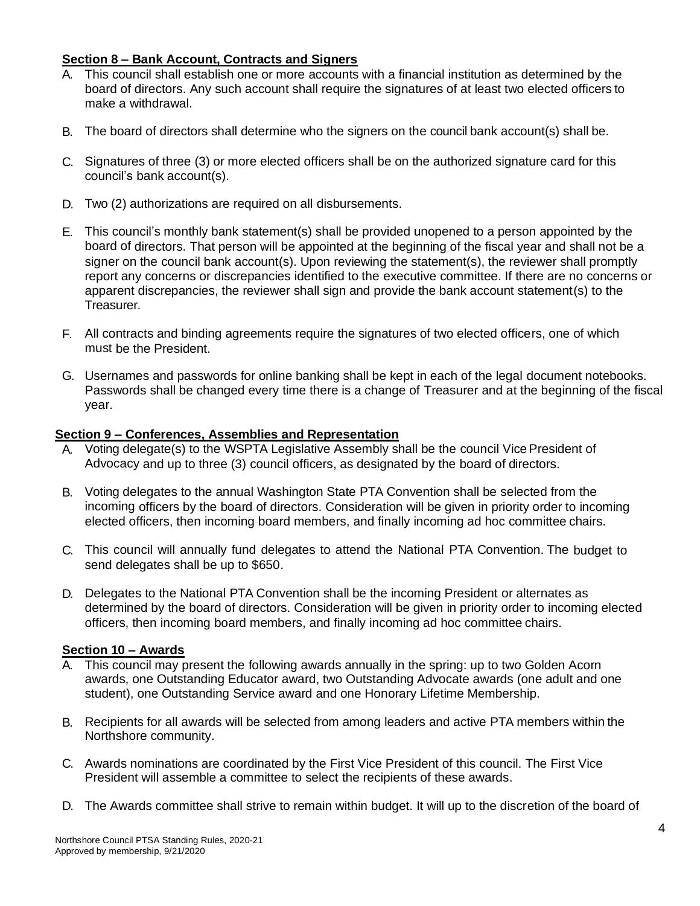**Section 8 – Bank Account, Contracts and Signers**

A. This council shall establish one or more accounts with a financial institution as determined by the board of directors. Any such account shall require the signatures of at least two elected officers to make a withdrawal.

B. The board of directors shall determine who the signers on the council bank account(s) shall be.

C. Signatures of three (3) or more elected officers shall be on the authorized signature card for this council's bank account(s).

D. Two (2) authorizations are required on all disbursements.

E. This council's monthly bank statement(s) shall be provided unopened to a person appointed by the board of directors. That person will be appointed at the beginning of the fiscal year and shall not be a signer on the council bank account(s). Upon reviewing the statement(s), the reviewer shall promptly report any concerns or discrepancies identified to the executive committee. If there are no concerns or apparent discrepancies, the reviewer shall sign and provide the bank account statement(s) to the Treasurer.

F. All contracts and binding agreements require the signatures of two elected officers, one of which must be the President.

G. Usernames and passwords for online banking shall be kept in each of the legal document notebooks. Passwords shall be changed every time there is a change of Treasurer and at the beginning of the fiscal year.

**Section 9 – Conferences, Assemblies and Representation**

A. Voting delegate(s) to the WSPTA Legislative Assembly shall be the council Vice President of Advocacy and up to three (3) council officers, as designated by the board of directors.

B. Voting delegates to the annual Washington State PTA Convention shall be selected from the incoming officers by the board of directors. Consideration will be given in priority order to incoming elected officers, then incoming board members, and finally incoming ad hoc committee chairs.

C. This council will annually fund delegates to attend the National PTA Convention. The budget to send delegates shall be up to $650.

D. Delegates to the National PTA Convention shall be the incoming President or alternates as determined by the board of directors. Consideration will be given in priority order to incoming elected officers, then incoming board members, and finally incoming ad hoc committee chairs.

**Section 10 – Awards**

A. This council may present the following awards annually in the spring: up to two Golden Acorn awards, one Outstanding Educator award, two Outstanding Advocate awards (one adult and one student), one Outstanding Service award and one Honorary Lifetime Membership.

B. Recipients for all awards will be selected from among leaders and active PTA members within the Northshore community.

C. Awards nominations are coordinated by the First Vice President of this council. The First Vice President will assemble a committee to select the recipients of these awards.

D. The Awards committee shall strive to remain within budget. It will up to the discretion of the board of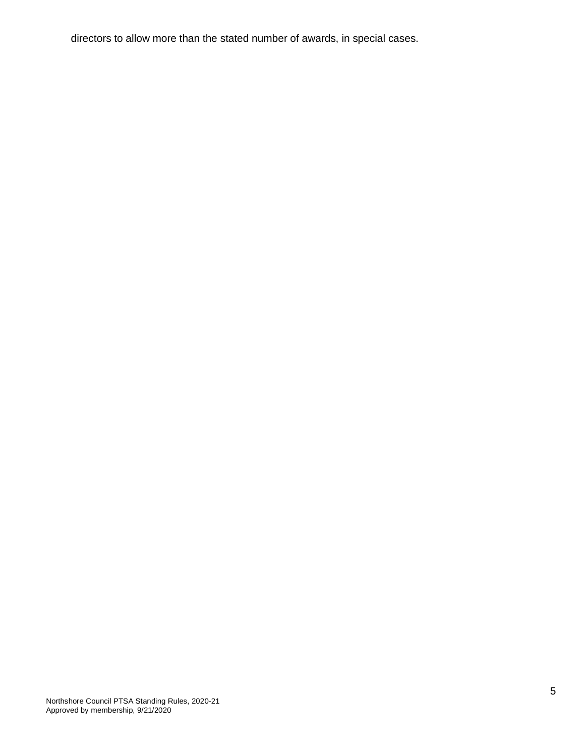directors to allow more than the stated number of awards, in special cases.